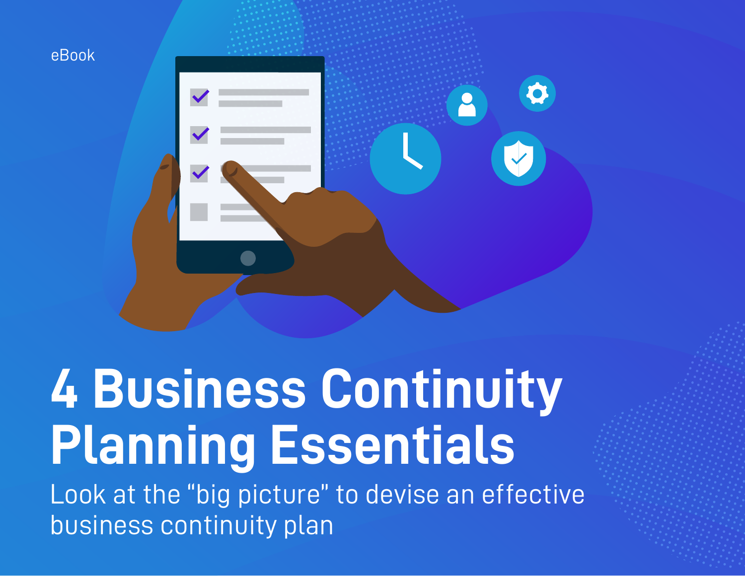eBook

# 4 Business Continuity Planning Essentials

Look at the "big picture" to devise an effective business continuity plan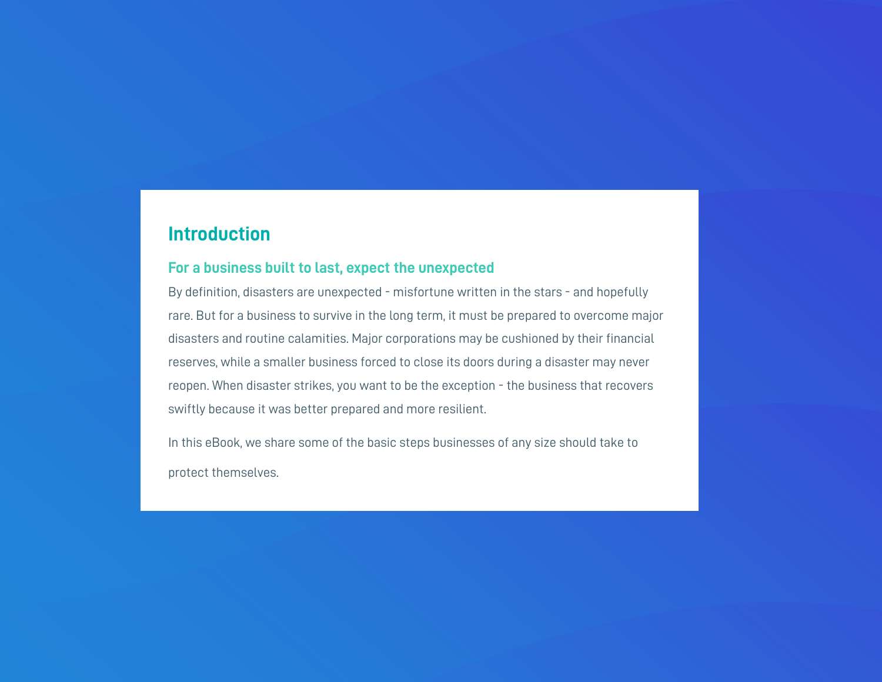# Introduction

## For a business built to last, expect the unexpected

By definition, disasters are unexpected - misfortune written in the stars - and hopefully rare. But for a business to survive in the long term, it must be prepared to overcome major disasters and routine calamities. Major corporations may be cushioned by their financial reserves, while a smaller business forced to close its doors during a disaster may never reopen. When disaster strikes, you want to be the exception - the business that recovers swiftly because it was better prepared and more resilient.

In this eBook, we share some of the basic steps businesses of any size should take to protect themselves.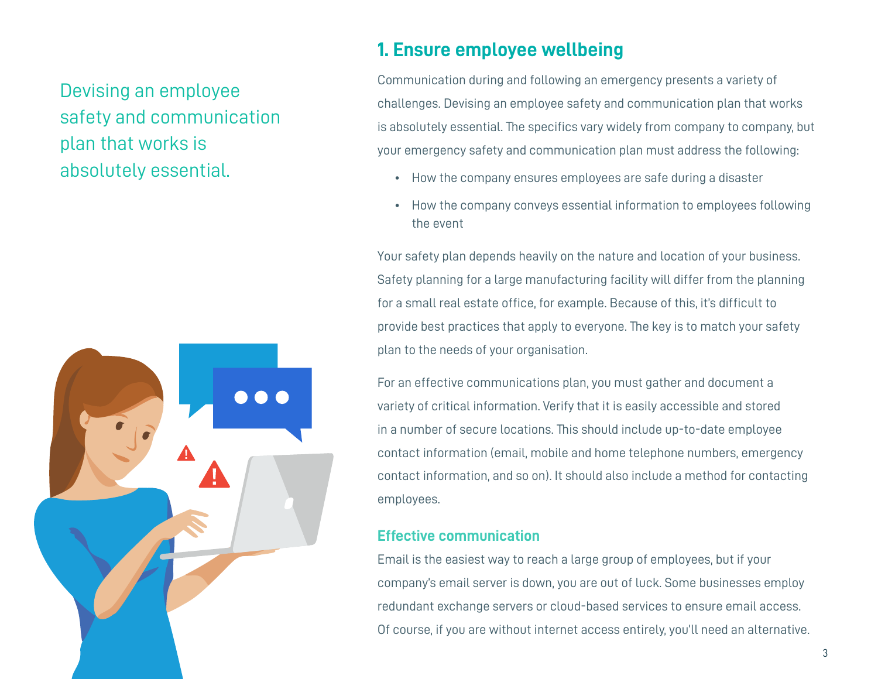Devising an employee safety and communication plan that works is absolutely essential.

## 1. Ensure employee wellbeing

Communication during and following an emergency presents a variety of challenges. Devising an employee safety and communication plan that works is absolutely essential. The specifics vary widely from company to company, but your emergency safety and communication plan must address the following:

- How the company ensures employees are safe during a disaster
- How the company conveys essential information to employees following the event

Your safety plan depends heavily on the nature and location of your business. Safety planning for a large manufacturing facility will differ from the planning for a small real estate office, for example. Because of this, it's difficult to provide best practices that apply to everyone. The key is to match your safety plan to the needs of your organisation.

For an effective communications plan, you must gather and document a variety of critical information. Verify that it is easily accessible and stored in a number of secure locations. This should include up-to-date employee contact information (email, mobile and home telephone numbers, emergency contact information, and so on). It should also include a method for contacting employees.

### Effective communication

Email is the easiest way to reach a large group of employees, but if your company's email server is down, you are out of luck. Some businesses employ redundant exchange servers or cloud-based services to ensure email access. Of course, if you are without internet access entirely, you'll need an alternative.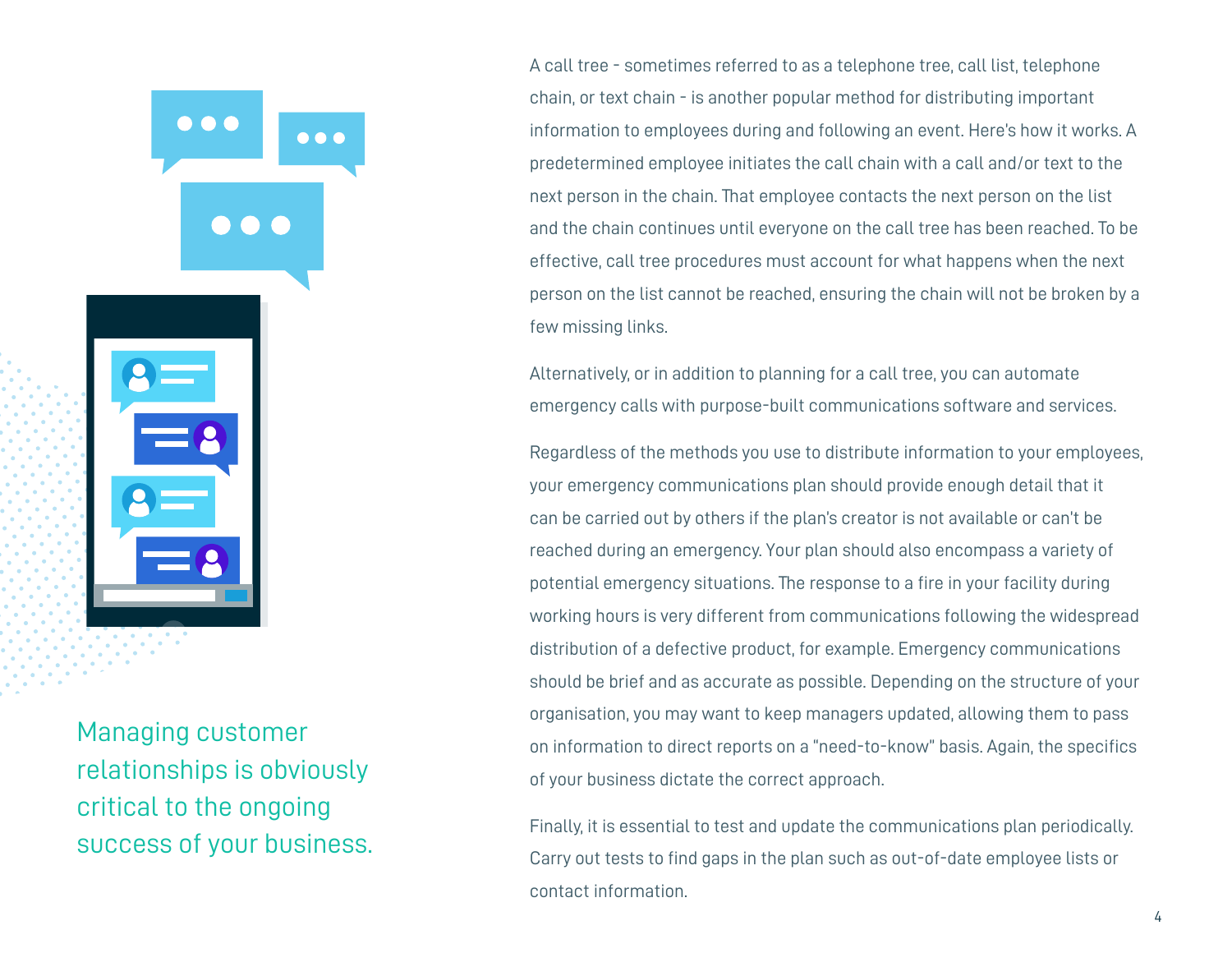Managing customer relationships is obviously critical to the ongoing success of your business.

A call tree - sometimes referred to as a telephone tree, call list, telephone chain, or text chain - is another popular method for distributing important information to employees during and following an event. Here's how it works. A predetermined employee initiates the call chain with a call and/or text to the next person in the chain. That employee contacts the next person on the list and the chain continues until everyone on the call tree has been reached. To be effective, call tree procedures must account for what happens when the next person on the list cannot be reached, ensuring the chain will not be broken by a few missing links.

Alternatively, or in addition to planning for a call tree, you can automate emergency calls with purpose-built communications software and services.

Regardless of the methods you use to distribute information to your employees, your emergency communications plan should provide enough detail that it can be carried out by others if the plan's creator is not available or can't be reached during an emergency. Your plan should also encompass a variety of potential emergency situations. The response to a fire in your facility during working hours is very different from communications following the widespread distribution of a defective product, for example. Emergency communications should be brief and as accurate as possible. Depending on the structure of your organisation, you may want to keep managers updated, allowing them to pass on information to direct reports on a "need-to-know" basis. Again, the specifics of your business dictate the correct approach.

Finally, it is essential to test and update the communications plan periodically. Carry out tests to find gaps in the plan such as out-of-date employee lists or contact information.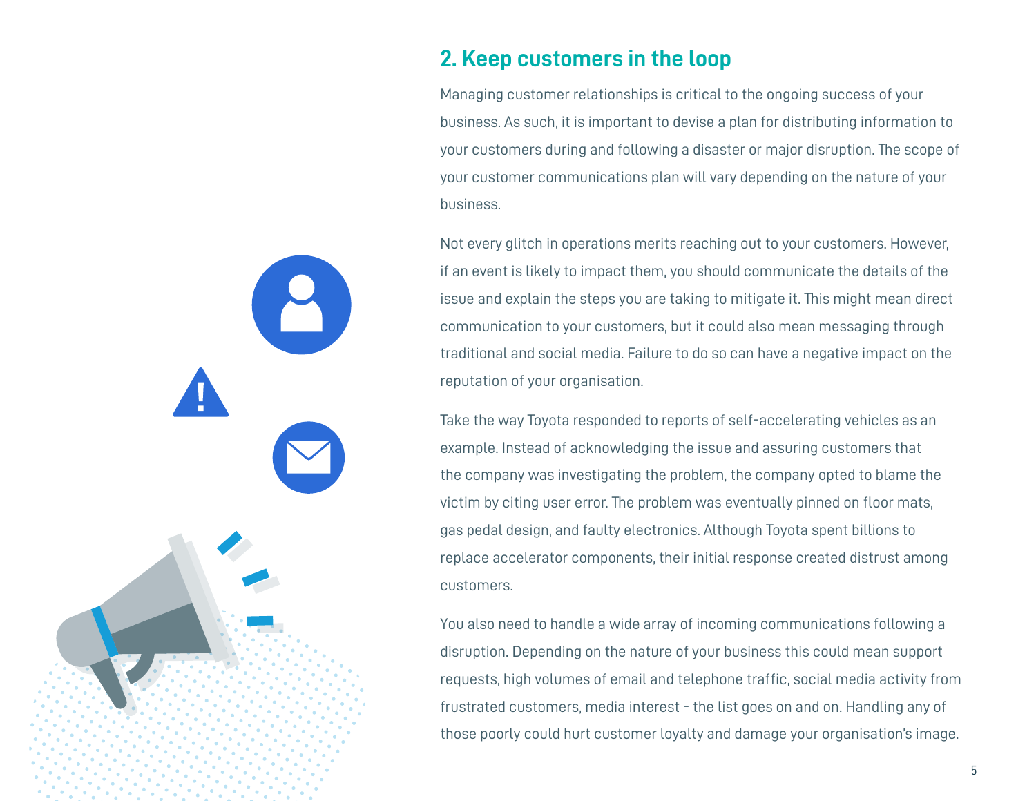## 2. Keep customers in the loop

Managing customer relationships is critical to the ongoing success of your business. As such, it is important to devise a plan for distributing information to your customers during and following a disaster or major disruption. The scope of your customer communications plan will vary depending on the nature of your business.

Not every glitch in operations merits reaching out to your customers. However, if an event is likely to impact them, you should communicate the details of the issue and explain the steps you are taking to mitigate it. This might mean direct communication to your customers, but it could also mean messaging through traditional and social media. Failure to do so can have a negative impact on the reputation of your organisation.

Take the way Toyota responded to reports of self-accelerating vehicles as an example. Instead of acknowledging the issue and assuring customers that the company was investigating the problem, the company opted to blame the victim by citing user error. The problem was eventually pinned on floor mats, gas pedal design, and faulty electronics. Although Toyota spent billions to replace accelerator components, their initial response created distrust among customers.

You also need to handle a wide array of incoming communications following a disruption. Depending on the nature of your business this could mean support requests, high volumes of email and telephone traffic, social media activity from frustrated customers, media interest - the list goes on and on. Handling any of those poorly could hurt customer loyalty and damage your organisation's image.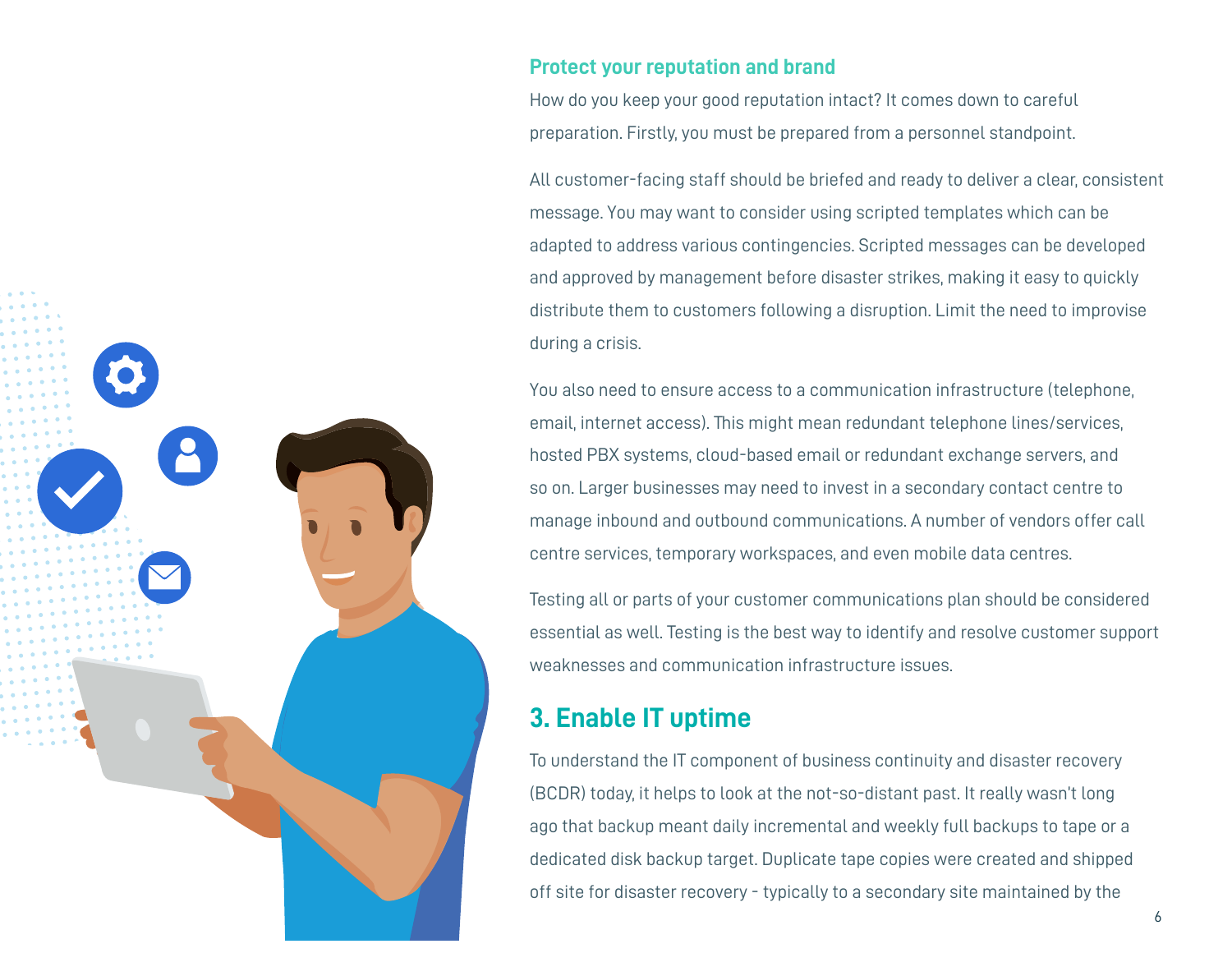### Protect your reputation and brand

How do you keep your good reputation intact? It comes down to careful preparation. Firstly, you must be prepared from a personnel standpoint.

All customer-facing staff should be briefed and ready to deliver a clear, consistent message. You may want to consider using scripted templates which can be adapted to address various contingencies. Scripted messages can be developed and approved by management before disaster strikes, making it easy to quickly distribute them to customers following a disruption. Limit the need to improvise during a crisis.

You also need to ensure access to a communication infrastructure (telephone, email, internet access). This might mean redundant telephone lines/services, hosted PBX systems, cloud-based email or redundant exchange servers, and so on. Larger businesses may need to invest in a secondary contact centre to manage inbound and outbound communications. A number of vendors offer call centre services, temporary workspaces, and even mobile data centres.

Testing all or parts of your customer communications plan should be considered essential as well. Testing is the best way to identify and resolve customer support weaknesses and communication infrastructure issues.

## 3. Enable IT uptime

To understand the IT component of business continuity and disaster recovery (BCDR) today, it helps to look at the not-so-distant past. It really wasn't long ago that backup meant daily incremental and weekly full backups to tape or a dedicated disk backup target. Duplicate tape copies were created and shipped off site for disaster recovery - typically to a secondary site maintained by the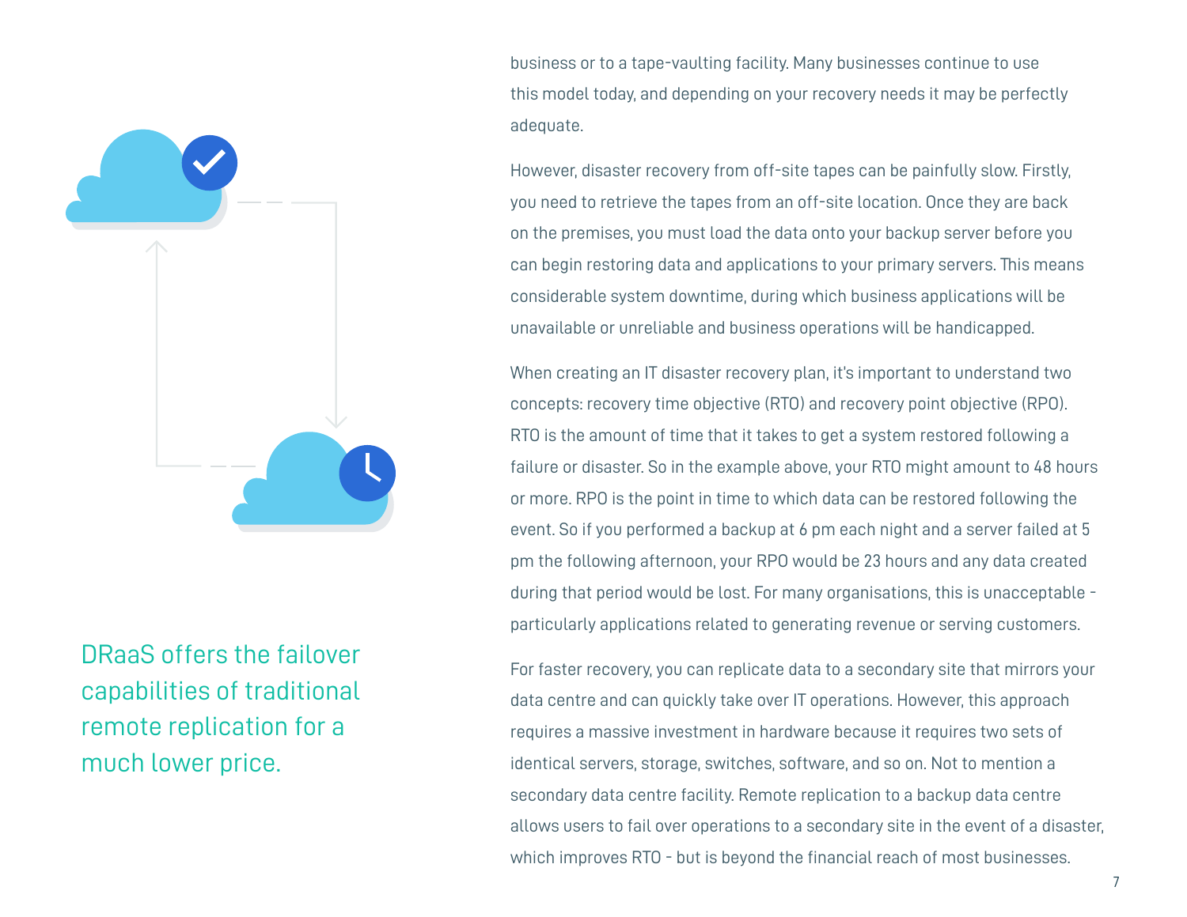business or to a tape-vaulting facility. Many businesses continue to use this model today, and depending on your recovery needs it may be perfectly adequate.

However, disaster recovery from off-site tapes can be painfully slow. Firstly, you need to retrieve the tapes from an off-site location. Once they are back on the premises, you must load the data onto your backup server before you can begin restoring data and applications to your primary servers. This means considerable system downtime, during which business applications will be unavailable or unreliable and business operations will be handicapped.

When creating an IT disaster recovery plan, it's important to understand two concepts: recovery time objective (RTO) and recovery point objective (RPO). RTO is the amount of time that it takes to get a system restored following a failure or disaster. So in the example above, your RTO might amount to 48 hours or more. RPO is the point in time to which data can be restored following the event. So if you performed a backup at 6 pm each night and a server failed at 5 pm the following afternoon, your RPO would be 23 hours and any data created during that period would be lost. For many organisations, this is unacceptable - particularly applications related to generating revenue or serving customers.

For faster recovery, you can replicate data to a secondary site that mirrors your data centre and can quickly take over IT operations. However, this approach requires a massive investment in hardware because it requires two sets of identical servers, storage, switches, software, and so on. Not to mention a secondary data centre facility. Remote replication to a backup data centre allows users to fail over operations to a secondary site in the event of a disaster, which improves RTO - but is beyond the financial reach of most businesses.

DRaaS offers the failover capabilities of traditional remote replication for a much lower price.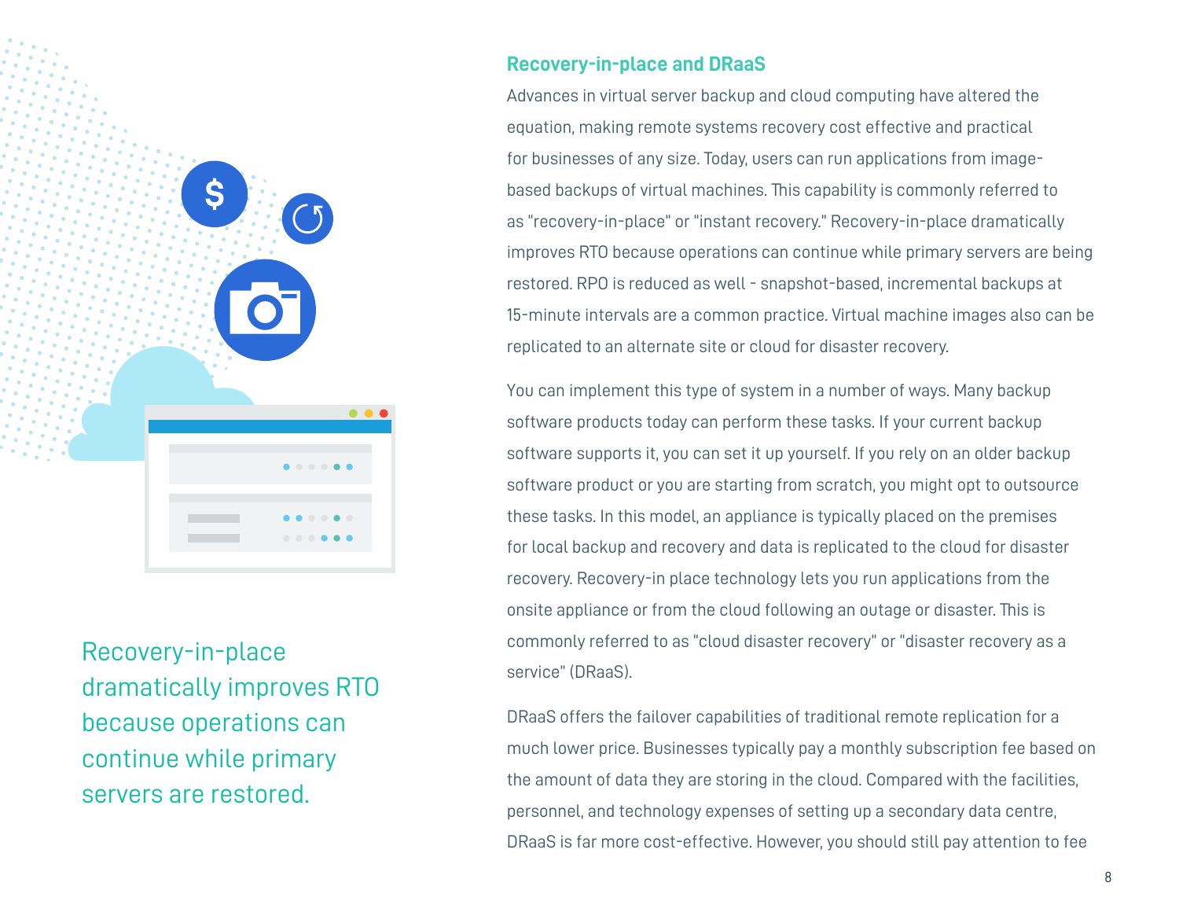> Recovery-in-place dramatically improves RTO because operations can continue while primary servers are restored.

## Recovery-in-place and DRaaS

Advances in virtual server backup and cloud computing have altered the equation, making remote systems recovery cost effective and practical for businesses of any size. Today, users can run applications from image-based backups of virtual machines. This capability is commonly referred to as "recovery-in-place" or "instant recovery." Recovery-in-place dramatically improves RTO because operations can continue while primary servers are being restored. RPO is reduced as well - snapshot-based, incremental backups at 15-minute intervals are a common practice. Virtual machine images also can be replicated to an alternate site or cloud for disaster recovery.

You can implement this type of system in a number of ways. Many backup software products today can perform these tasks. If your current backup software supports it, you can set it up yourself. If you rely on an older backup software product or you are starting from scratch, you might opt to outsource these tasks. In this model, an appliance is typically placed on the premises for local backup and recovery and data is replicated to the cloud for disaster recovery. Recovery-in place technology lets you run applications from the onsite appliance or from the cloud following an outage or disaster. This is commonly referred to as "cloud disaster recovery" or "disaster recovery as a service" (DRaaS).

DRaaS offers the failover capabilities of traditional remote replication for a much lower price. Businesses typically pay a monthly subscription fee based on the amount of data they are storing in the cloud. Compared with the facilities, personnel, and technology expenses of setting up a secondary data centre, DRaaS is far more cost-effective. However, you should still pay attention to fee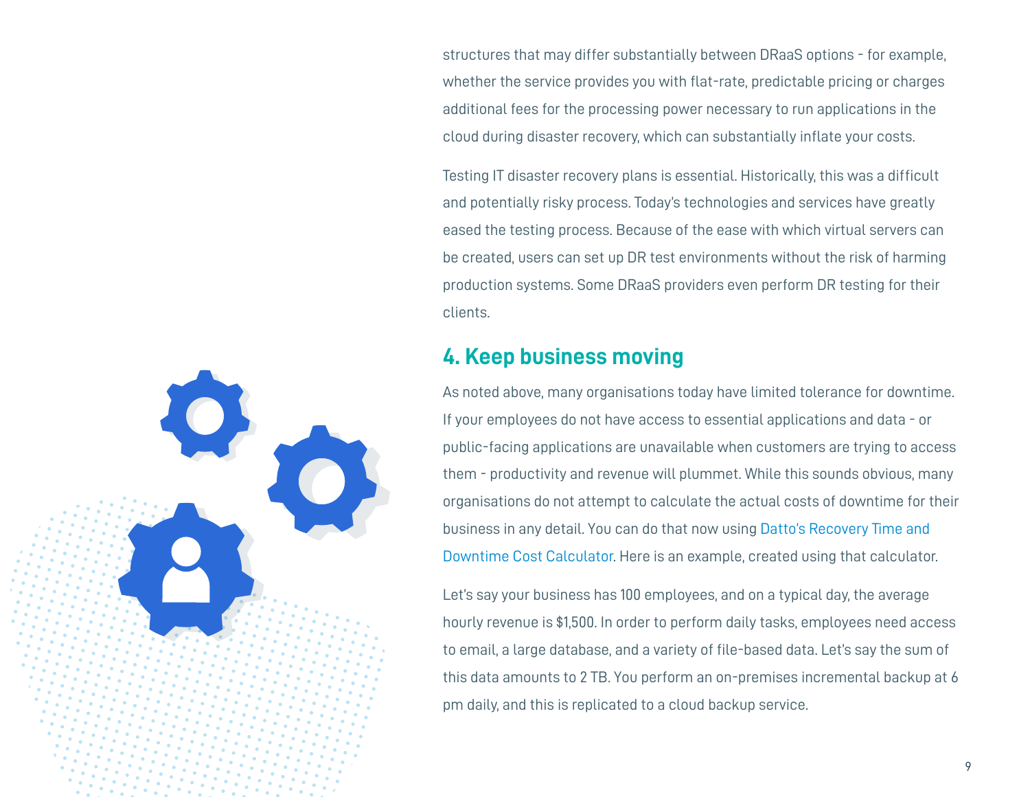structures that may differ substantially between DRaaS options - for example, whether the service provides you with flat-rate, predictable pricing or charges additional fees for the processing power necessary to run applications in the cloud during disaster recovery, which can substantially inflate your costs.

Testing IT disaster recovery plans is essential. Historically, this was a difficult and potentially risky process. Today's technologies and services have greatly eased the testing process. Because of the ease with which virtual servers can be created, users can set up DR test environments without the risk of harming production systems. Some DRaaS providers even perform DR testing for their clients.

## 4. Keep business moving

As noted above, many organisations today have limited tolerance for downtime. If your employees do not have access to essential applications and data - or public-facing applications are unavailable when customers are trying to access them - productivity and revenue will plummet. While this sounds obvious, many organisations do not attempt to calculate the actual costs of downtime for their business in any detail. You can do that now using Datto's Recovery Time and Downtime Cost Calculator. Here is an example, created using that calculator.

Let's say your business has 100 employees, and on a typical day, the average hourly revenue is $1,500. In order to perform daily tasks, employees need access to email, a large database, and a variety of file-based data. Let's say the sum of this data amounts to 2 TB. You perform an on-premises incremental backup at 6 pm daily, and this is replicated to a cloud backup service.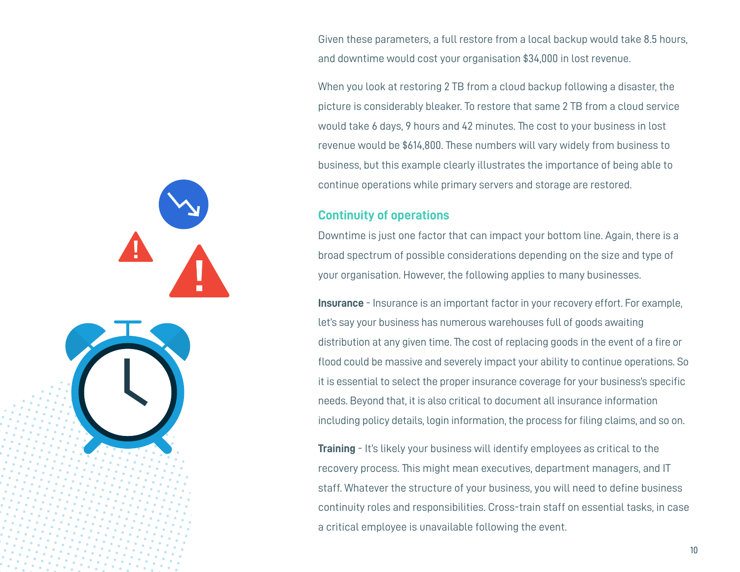Given these parameters, a full restore from a local backup would take 8.5 hours, and downtime would cost your organisation $34,000 in lost revenue.

When you look at restoring 2 TB from a cloud backup following a disaster, the picture is considerably bleaker. To restore that same 2 TB from a cloud service would take 6 days, 9 hours and 42 minutes. The cost to your business in lost revenue would be $614,800. These numbers will vary widely from business to business, but this example clearly illustrates the importance of being able to continue operations while primary servers and storage are restored.

## Continuity of operations

Downtime is just one factor that can impact your bottom line. Again, there is a broad spectrum of possible considerations depending on the size and type of your organisation. However, the following applies to many businesses.

**Insurance** - Insurance is an important factor in your recovery effort. For example, let's say your business has numerous warehouses full of goods awaiting distribution at any given time. The cost of replacing goods in the event of a fire or flood could be massive and severely impact your ability to continue operations. So it is essential to select the proper insurance coverage for your business's specific needs. Beyond that, it is also critical to document all insurance information including policy details, login information, the process for filing claims, and so on.

**Training** - It's likely your business will identify employees as critical to the recovery process. This might mean executives, department managers, and IT staff. Whatever the structure of your business, you will need to define business continuity roles and responsibilities. Cross-train staff on essential tasks, in case a critical employee is unavailable following the event.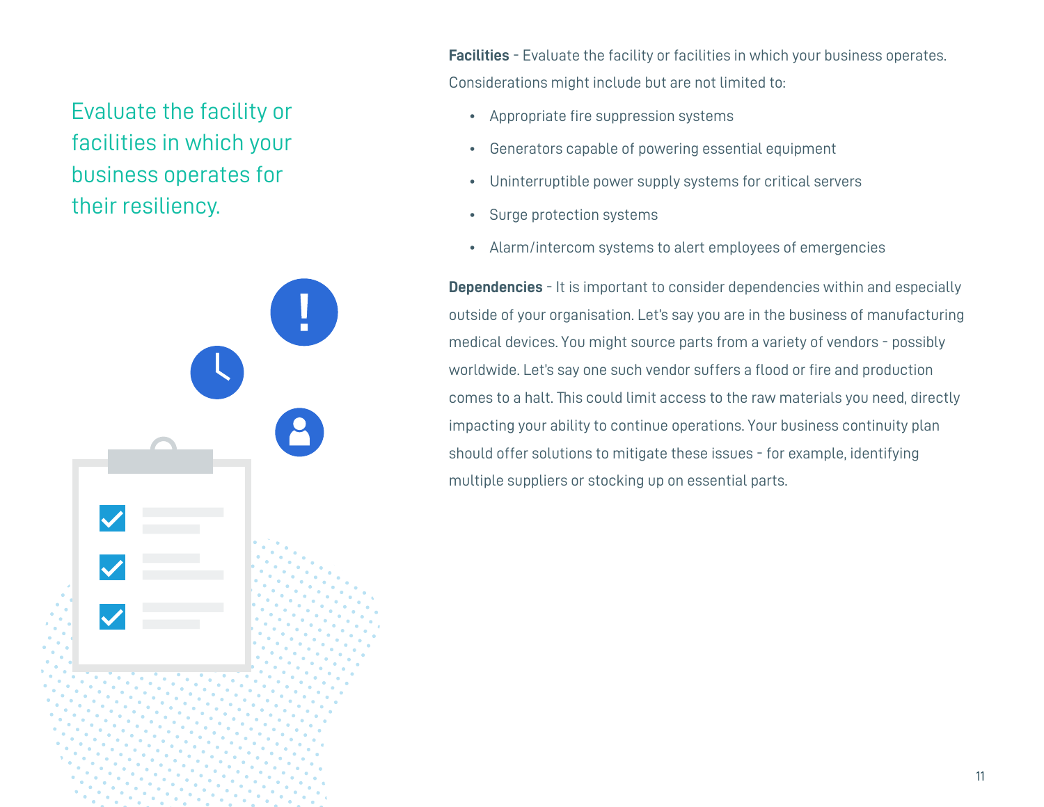Evaluate the facility or facilities in which your business operates for their resiliency.

**Facilities** - Evaluate the facility or facilities in which your business operates. Considerations might include but are not limited to:

- Appropriate fire suppression systems
- Generators capable of powering essential equipment
- Uninterruptible power supply systems for critical servers
- Surge protection systems
- Alarm/intercom systems to alert employees of emergencies

**Dependencies** - It is important to consider dependencies within and especially outside of your organisation. Let's say you are in the business of manufacturing medical devices. You might source parts from a variety of vendors - possibly worldwide. Let's say one such vendor suffers a flood or fire and production comes to a halt. This could limit access to the raw materials you need, directly impacting your ability to continue operations. Your business continuity plan should offer solutions to mitigate these issues - for example, identifying multiple suppliers or stocking up on essential parts.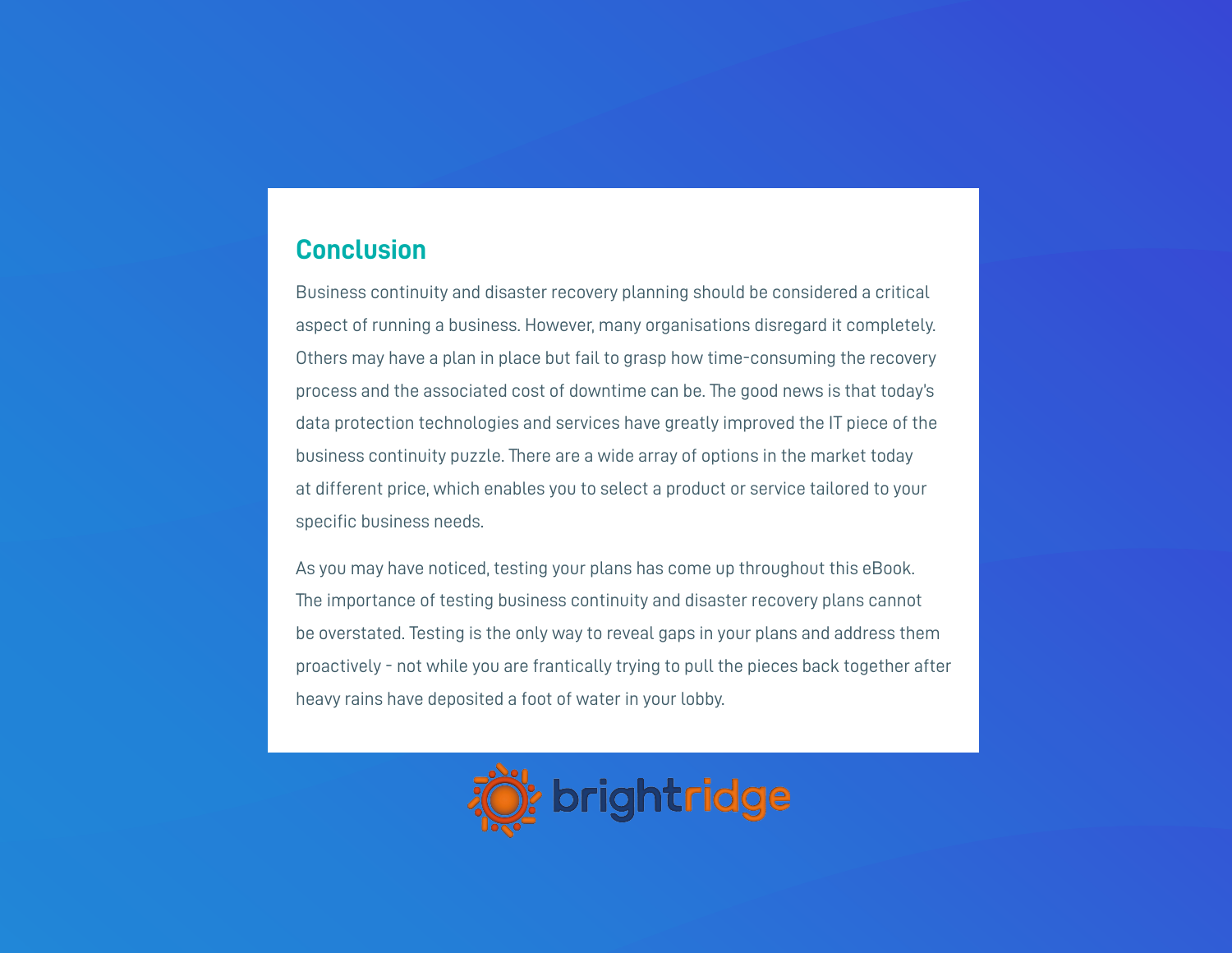## Conclusion

Business continuity and disaster recovery planning should be considered a critical aspect of running a business. However, many organisations disregard it completely. Others may have a plan in place but fail to grasp how time-consuming the recovery process and the associated cost of downtime can be. The good news is that today's data protection technologies and services have greatly improved the IT piece of the business continuity puzzle. There are a wide array of options in the market today at different price, which enables you to select a product or service tailored to your specific business needs.

As you may have noticed, testing your plans has come up throughout this eBook. The importance of testing business continuity and disaster recovery plans cannot be overstated. Testing is the only way to reveal gaps in your plans and address them proactively - not while you are frantically trying to pull the pieces back together after heavy rains have deposited a foot of water in your lobby.

brightridge